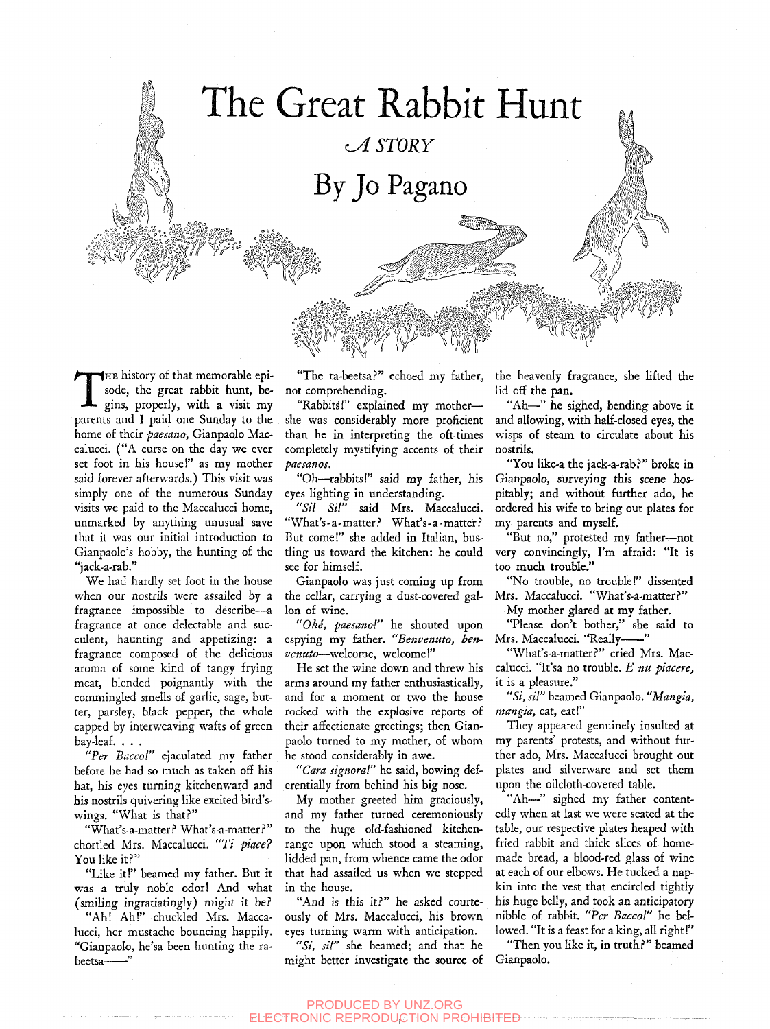# The Great Rabbit Hunt

*A STORY*

## By Jo Pagano

The history of that memorable episode, the great rabbit hunt, begins, properly, with a visit my parents and I paid one Sunday to the home of their *paesano,* Gianpaolo Maccalucci. ("A curse on the day we ever set foot in his house!" as my mother said forever afterwards.) This visit was simply one of the numerous Sunday visits we paid to the Maccalucci home, unmarked by anything unusual save that it was our initial introduction to Gianpaolo's hobby, the hunting of the "jack-a-rab."

We had hardly set foot in the house when our nostrils were assailed by a fragrance impossible to describe—a fragrance at once delectable and succulent, haunting and appetizing: a fragrance composed of the delicious aroma of some kind of tangy frying meat, blended poignantly with the commingled smells of garlic, sage, butter, parsley, black pepper, the whole capped by interweaving wafts of green bay-leaf. . . .

*"Per Bacco!"* ejaculated my father before he had so much as taken off his hat, his eyes turning kitchenward and his nostrils quivering like excited bird's-wings. "What is that?"

"What's-a-matter? What's-a-matter?" chortled Mrs. Maccalucci. *"Ti piace?* You like it?"

"Like it!" beamed my father. But it was a truly noble odor! And what (smiling ingratiatingly) might it be?

"Ah! Ah!" chuckled Mrs. Maccalucci, her mustache bouncing happily. "Gianpaolo, he'sa been hunting the ra-beetsa——"

"The ra-beetsa?" echoed my father, not comprehending.

"Rabbits!" explained my mother—she was considerably more proficient than he in interpreting the oft-times completely mystifying accents of their *paesanos.*

"Oh—rabbits!" said my father, his eyes lighting in understanding.

*"Si! Si!"* said Mrs. Maccalucci. "What's-a-matter? What's-a-matter? But come!" she added in Italian, bustling us toward the kitchen: he could see for himself.

Gianpaolo was just coming up from the cellar, carrying a dust-covered gallon of wine.

*"Ohé, paesano!"* he shouted upon espying my father. *"Benvenuto, benvenuto*—welcome, welcome!"

He set the wine down and threw his arms around my father enthusiastically, and for a moment or two the house rocked with the explosive reports of their affectionate greetings; then Gianpaolo turned to my mother, of whom he stood considerably in awe.

*"Cara signora!"* he said, bowing deferentially from behind his big nose.

My mother greeted him graciously, and my father turned ceremoniously to the huge old-fashioned kitchen-range upon which stood a steaming, lidded pan, from whence came the odor that had assailed us when we stepped in the house.

"And is this it?" he asked courteously of Mrs. Maccalucci, his brown eyes turning warm with anticipation.

*"Si, si"* she beamed; and that he might better investigate the source of the heavenly fragrance, she lifted the lid off the pan.

"Ah—" he sighed, bending above it and allowing, with half-closed eyes, the wisps of steam to circulate about his nostrils.

"You like-a the jack-a-rab?" broke in Gianpaolo, surveying this scene hospitably; and without further ado, he ordered his wife to bring out plates for my parents and myself.

"But no," protested my father—not very convincingly, I'm afraid: "It is too much trouble."

"No trouble, no trouble!" dissented Mrs. Maccalucci. "What's-a-matter?"

My mother glared at my father.

"Please don't bother," she said to Mrs. Maccalucci. "Really——"

"What's-a-matter?" cried Mrs. Maccalucci. "It'sa no trouble. *E nu piacere,* it is a pleasure."

*"Si, si!"* beamed Gianpaolo. *"Mangia, mangia,* eat, eat!"

They appeared genuinely insulted at my parents' protests, and without further ado, Mrs. Maccalucci brought out plates and silverware and set them upon the oilcloth-covered table.

"Ah—" sighed my father contentedly when at last we were seated at the table, our respective plates heaped with fried rabbit and thick slices of homemade bread, a blood-red glass of wine at each of our elbows. He tucked a napkin into the vest that encircled tightly his huge belly, and took an anticipatory nibble of rabbit. *"Per Bacco!"* he bellowed. "It is a feast for a king, all right!"

"Then you like it, in truth?" beamed Gianpaolo.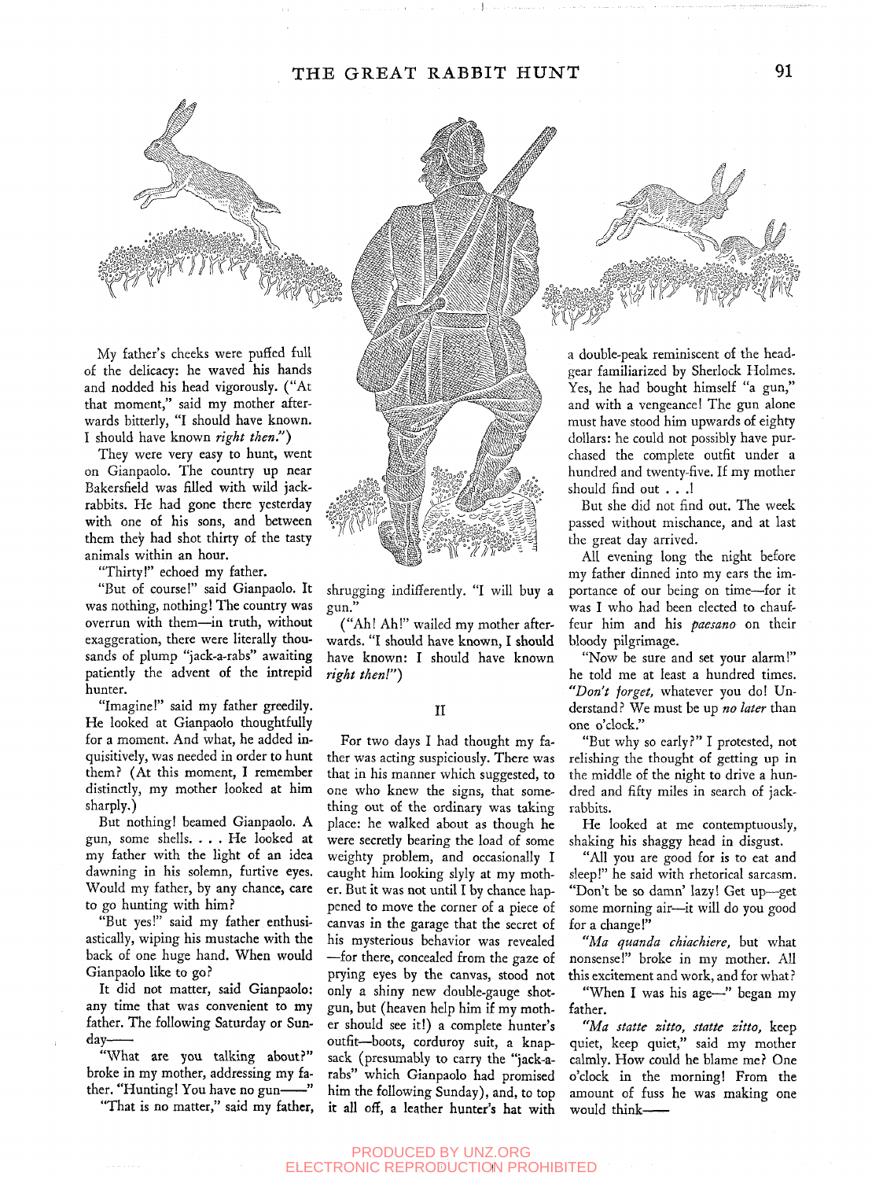My father's cheeks were puffed full of the delicacy: he waved his hands and nodded his head vigorously. ("At that moment," said my mother afterwards bitterly, "I should have known. I should have known *right then*.")

They were very easy to hunt, went on Gianpaolo. The country up near Bakersfield was filled with wild jack-rabbits. He had gone there yesterday with one of his sons, and between them they had shot thirty of the tasty animals within an hour.

"Thirty!" echoed my father.

"But of course!" said Gianpaolo. It was nothing, nothing! The country was overrun with them—in truth, without exaggeration, there were literally thousands of plump "jack-a-rabs" awaiting patiently the advent of the intrepid hunter.

"Imagine!" said my father greedily. He looked at Gianpaolo thoughtfully for a moment. And what, he added inquisitively, was needed in order to hunt them? (At this manner, I remember distinctly, my mother looked at him sharply.)

But nothing! beamed Gianpaolo. A gun, some shells. . . . He looked at my father with the light of an idea dawning in his solemn, furtive eyes. Would my father, by any chance, care to go hunting with him?

"But yes!" said my father enthusiastically, wiping his mustache with the back of one huge hand. When would Gianpaolo like to go?

It did not matter, said Gianpaolo: any time that was convenient to my father. The following Saturday or Sunday——

"What are you talking about?" broke in my mother, addressing my father. "Hunting! You have no gun——"

"That is no matter," said my father, shrugging indifferently. "I will buy a gun."

("Ah! Ah!" wailed my mother afterwards. "I should have known, I should have known: I should have known *right then!*")

## II

For two days I had thought my father was acting suspiciously. There was that in his manner which suggested, to one who knew the signs, that something out of the ordinary was taking place: he walked about as though he were secretly bearing the load of some weighty problem, and occasionally I caught him looking slyly at my mother. But it was not until I by chance happened to move the corner of a piece of canvas in the garage that the secret of his mysterious behavior was revealed—for there, concealed from the gaze of prying eyes by the canvas, stood not only a shiny new double-gauge shotgun, but (heaven help him if my mother should see it!) a complete hunter's outfit—boots, corduroy suit, a knapsack (presumably to carry the "jack-a-rabs" which Gianpaolo had promised him the following Sunday), and, to top it all off, a leather hunter's hat with a double-peak reminiscent of the headgear familiarized by Sherlock Holmes. Yes, he had bought himself "a gun," and with a vengeance! The gun alone must have stood him upwards of eighty dollars: he could not possibly have purchased the complete outfit under a hundred and twenty-five. If my mother should find out . . .!

But she did not find out. The week passed without mischance, and at last the great day arrived.

All evening long the night before my father dinned into my ears the importance of our being on time—for it was I who had been elected to chauffeur him and his *paesano* on their bloody pilgrimage.

"Now be sure and set your alarm!" he told me at least a hundred times. *"Don't forget,* whatever you do! Understand? We must be up *no later* than one o'clock."

"But why so early?" I protested, not relishing the thought of getting up in the middle of the night to drive a hundred and fifty miles in search of jack-rabbits.

He looked at me contemptuously, shaking his shaggy head in disgust.

"All you are good for is to eat and sleep!" he said with rhetorical sarcasm. "Don't be so damn' lazy! Get up—get some morning air—it will do you good for a change!"

*"Ma quanda chiachiere,* but what nonsense!" broke in my mother. All this excitement and work, and for what?

"When I was his age—" began my father.

*"Ma statte zitto, statte zitto,* keep quiet, keep quiet," said my mother calmly. How could he blame me? One o'clock in the morning! From the amount of fuss he was making one would think——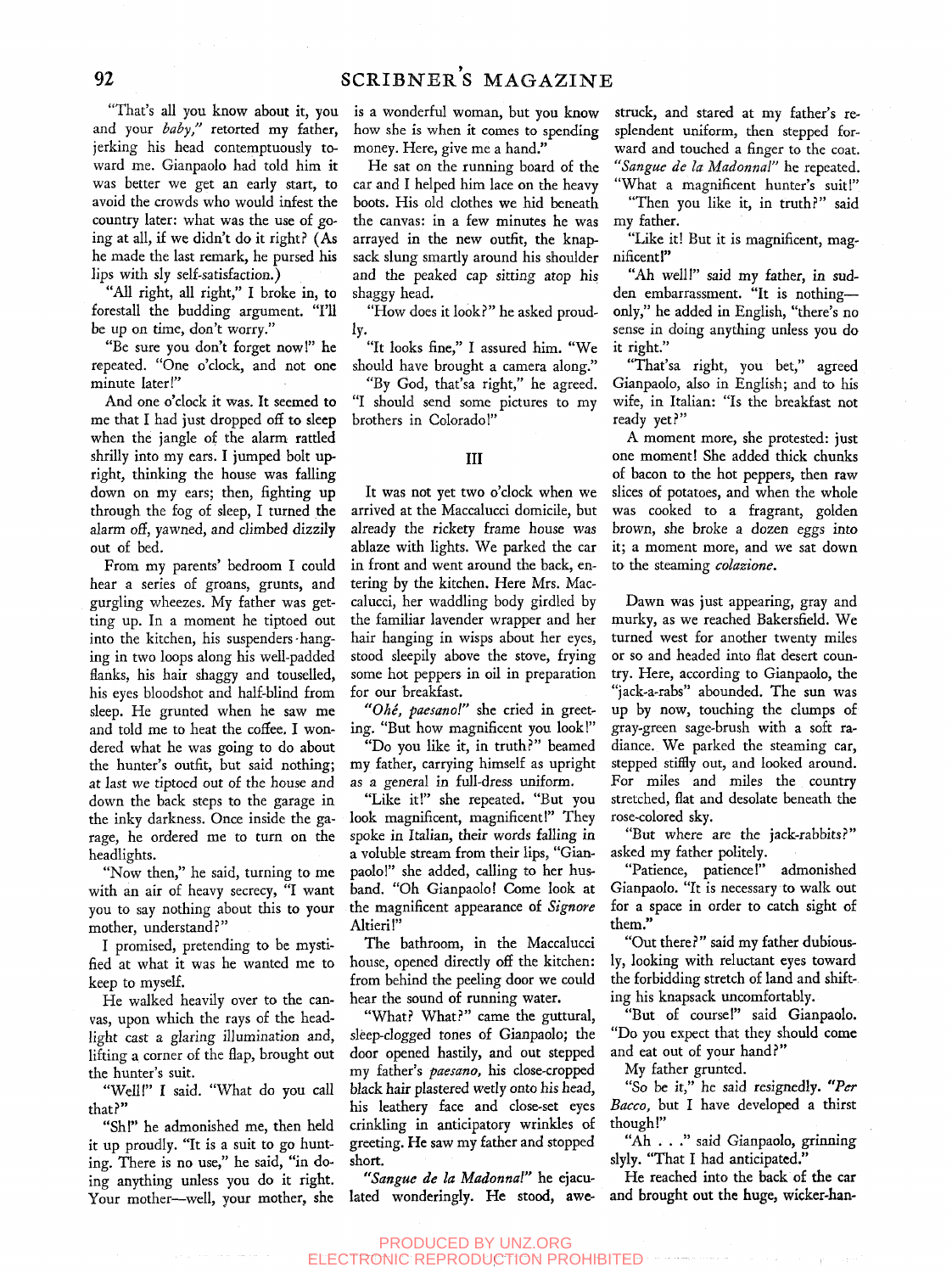"That's all you know about it, you and your *baby*," retorted my father, jerking his head contemptuously toward me. Gianpaolo had told him it was better we get an early start, to avoid the crowds who would infest the country later: what was the use of going at all, if we didn't do it right? (As he made the last remark, he pursed his lips with sly self-satisfaction.)

"All right, all right," I broke in, to forestall the budding argument. "I'll be up on time, don't worry."

"Be sure you don't forget now!" he repeated. "One o'clock, and not one minute later!"

And one o'clock it was. It seemed to me that I had just dropped off to sleep when the jangle of the alarm rattled shrilly into my ears. I jumped bolt upright, thinking the house was falling down on my ears; then, fighting up through the fog of sleep, I turned the alarm off, yawned, and climbed dizzily out of bed.

From my parents' bedroom I could hear a series of groans, grunts, and gurgling wheezes. My father was getting up. In a moment he tiptoed out into the kitchen, his suspenders hanging in two loops along his well-padded flanks, his hair shaggy and touselled, his eyes bloodshot and half-blind from sleep. He grunted when he saw me and told me to heat the coffee. I wondered what he was going to do about the hunter's outfit, but said nothing; at last we tiptoed out of the house and down the back steps to the garage in the inky darkness. Once inside the garage, he ordered me to turn on the headlights.

"Now then," he said, turning to me with an air of heavy secrecy, "I want you to say nothing about this to your mother, understand?"

I promised, pretending to be mystified at what it was he wanted me to keep to myself.

He walked heavily over to the canvas, upon which the rays of the headlight cast a glaring illumination and, lifting a corner of the flap, brought out the hunter's suit.

"Well!" I said. "What do you call that?"

"Sh!" he admonished me, then held it up proudly. "It is a suit to go hunting. There is no use," he said, "in doing anything unless you do it right. Your mother—well, your mother, she is a wonderful woman, but you know how she is when it comes to spending money. Here, give me a hand."

He sat on the running board of the car and I helped him lace on the heavy boots. His old clothes we hid beneath the canvas: in a few minutes he was arrayed in the new outfit, the knapsack slung smartly around his shoulder and the peaked cap sitting atop his shaggy head.

"How does it look?" he asked proudly.

"It looks fine," I assured him. "We should have brought a camera along."

"By God, that'sa right," he agreed. "I should send some pictures to my brothers in Colorado!"

## III

It was not yet two o'clock when we arrived at the Maccalucci domicile, but already the rickety frame house was ablaze with lights. We parked the car in front and went around the back, entering by the kitchen. Here Mrs. Maccalucci, her waddling body girdled by the familiar lavender wrapper and her hair hanging in wisps about her eyes, stood sleepily above the stove, frying some hot peppers in oil in preparation for our breakfast.

*"Ohé, paesano!"* she cried in greeting. "But how magnificent you look!"

"Do you like it, in truth?" beamed my father, carrying himself as upright as a general in full-dress uniform.

"Like it!" she repeated. "But you look magnificent, magnificent!" They spoke in Italian, their words falling in a voluble stream from their lips, "Gianpaolo!" she added, calling to her husband. "Oh Gianpaolo! Come look at the magnificent appearance of *Signore* Altieri!"

The bathroom, in the Maccalucci house, opened directly off the kitchen: from behind the peeling door we could hear the sound of running water.

"What? What?" came the guttural, sleep-clogged tones of Gianpaolo; the door opened hastily, and out stepped my father's *paesano*, his close-cropped black hair plastered wetly onto his head, his leathery face and close-set eyes crinkling in anticipatory wrinkles of greeting. He saw my father and stopped short.

*"Sangue de la Madonna!"* he ejaculated wonderingly. He stood, awe-struck, and stared at my father's resplendent uniform, then stepped forward and touched a finger to the coat. *"Sangue de la Madonna!"* he repeated. "What a magnificent hunter's suit!"

"Then you like it, in truth?" said my father.

"Like it! But it is magnificent, magnificent!"

"Ah well!" said my father, in sudden embarrassment. "It is nothing—only," he added in English, "there's no sense in doing anything unless you do it right."

"That'sa right, you bet," agreed Gianpaolo, also in English; and to his wife, in Italian: "Is the breakfast not ready yet?"

A moment more, she protested: just one moment! She added thick chunks of bacon to the hot peppers, then raw slices of potatoes, and when the whole was cooked to a fragrant, golden brown, she broke a dozen eggs into it; a moment more, and we sat down to the steaming *colazione.*

Dawn was just appearing, gray and murky, as we reached Bakersfield. We turned west for another twenty miles or so and headed into flat desert country. Here, according to Gianpaolo, the "jack-a-rabs" abounded. The sun was up by now, touching the clumps of gray-green sage-brush with a soft radiance. We parked the steaming car, stepped stiffly out, and looked around. For miles and miles the country stretched, flat and desolate beneath the rose-colored sky.

"But where are the jack-rabbits?" asked my father politely.

"Patience, patience!" admonished Gianpaolo. "It is necessary to walk out for a space in order to catch sight of them."

"Out there?" said my father dubiously, looking with reluctant eyes toward the forbidding stretch of land and shifting his knapsack uncomfortably.

"But of course!" said Gianpaolo. "Do you expect that they should come and eat out of your hand?"

My father grunted.

"So be it," he said resignedly. *"Per Bacco,* but I have developed a thirst though!"

"Ah . . ." said Gianpaolo, grinning slyly. "That I had anticipated."

He reached into the back of the car and brought out the huge, wicker-han-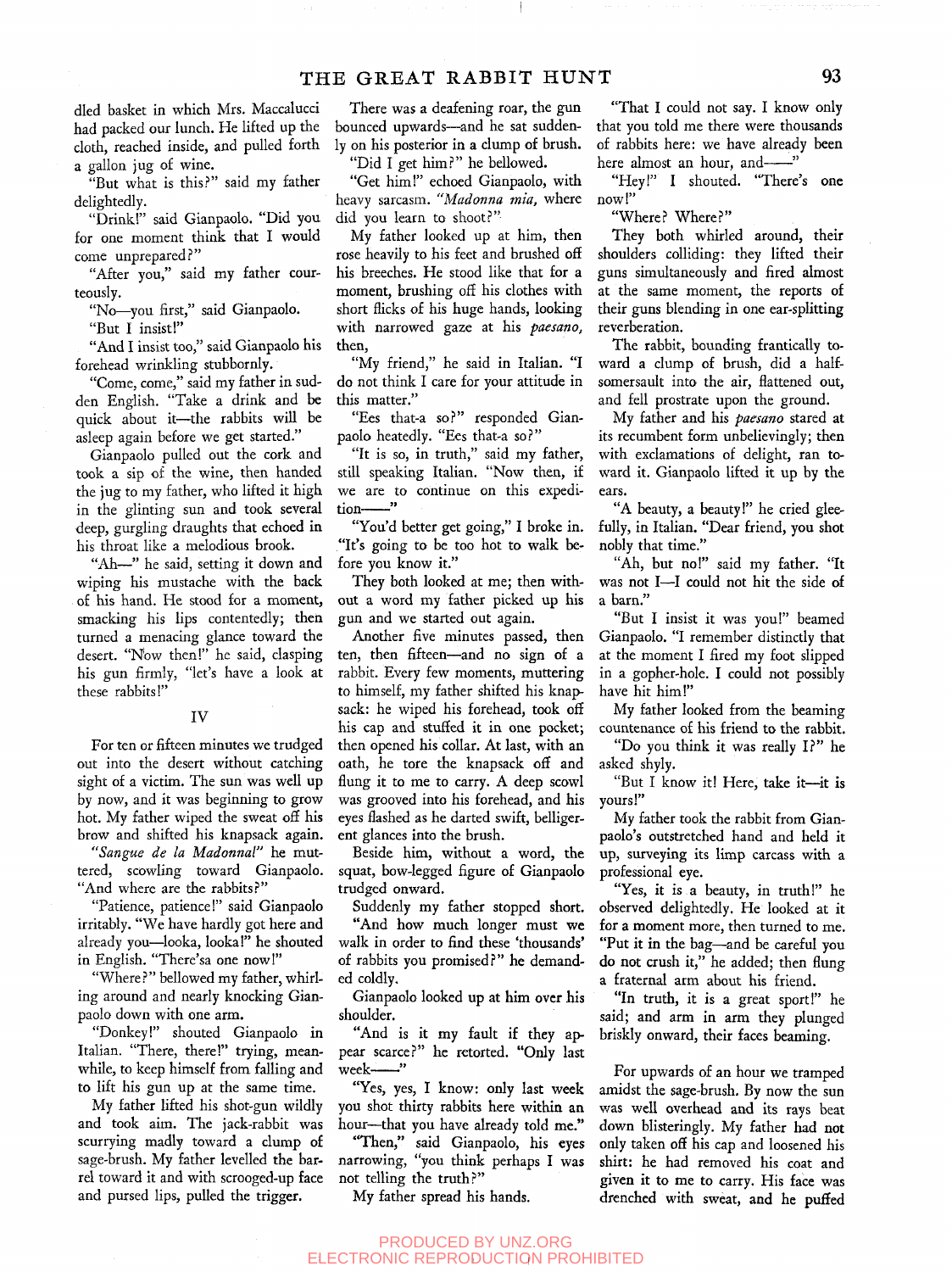dled basket in which Mrs. Maccalucci had packed our lunch. He lifted up the cloth, reached inside, and pulled forth a gallon jug of wine.

"But what is this?" said my father delightedly.

"Drink!" said Gianpaolo. "Did you for one moment think that I would come unprepared?"

"After you," said my father courteously.

"No—you first," said Gianpaolo.

"But I insist!"

"And I insist too," said Gianpaolo his forehead wrinkling stubbornly.

"Come, come," said my father in sudden English. "Take a drink and be quick about it—the rabbits will be asleep again before we get started."

Gianpaolo pulled out the cork and took a sip of the wine, then handed the jug to my father, who lifted it high in the glinting sun and took several deep, gurgling draughts that echoed in his throat like a melodious brook.

"Ah—" he said, setting it down and wiping his mustache with the back of his hand. He stood for a moment, smacking his lips contentedly; then turned a menacing glance toward the desert. "Now then!" he said, clasping his gun firmly, "let's have a look at these rabbits!"

## IV

For ten or fifteen minutes we trudged out into the desert without catching sight of a victim. The sun was well up by now, and it was beginning to grow hot. My father wiped the sweat off his brow and shifted his knapsack again.

*"Sangue de la Madonna!"* he muttered, scowling toward Gianpaolo. "And where are the rabbits?"

"Patience, patience!" said Gianpaolo irritably. "We have hardly got here and already you—looka, looka!" he shouted in English. "There'sa one now!"

"Where?" bellowed my father, whirling around and nearly knocking Gianpaolo down with one arm.

"Donkey!" shouted Gianpaolo in Italian. "There, there!" trying, meanwhile, to keep himself from falling and to lift his gun up at the same time.

My father lifted his shot-gun wildly and took aim. The jack-rabbit was scurrying madly toward a clump of sage-brush. My father levelled the barrel toward it and with scrooged-up face and pursed lips, pulled the trigger.

There was a deafening roar, the gun bounced upwards—and he sat suddenly on his posterior in a clump of brush.

"Did I get him?" he bellowed.

"Get him!" echoed Gianpaolo, with heavy sarcasm. *"Madonna mia,* where did you learn to shoot?"

My father looked up at him, then rose heavily to his feet and brushed off his breeches. He stood like that for a moment, brushing off his clothes with short flicks of his huge hands, looking with narrowed gaze at his *paesano,* then,

"My friend," he said in Italian. "I do not think I care for your attitude in this matter."

"Ees that-a so?" responded Gianpaolo heatedly. "Ees that-a so?"

"It is so, in truth," said my father, still speaking Italian. "Now then, if we are to continue on this expedition——"

"You'd better get going," I broke in. "It's going to be too hot to walk before you know it."

They both looked at me; then without a word my father picked up his gun and we started out again.

Another five minutes passed, then ten, then fifteen—and no sign of a rabbit. Every few moments, muttering to himself, my father shifted his knapsack: he wiped his forehead, took off his cap and stuffed it in one pocket; then opened his collar. At last, with an oath, he tore the knapsack off and flung it to me to carry. A deep scowl was grooved into his forehead, and his eyes flashed as he darted swift, belligerent glances into the brush.

Beside him, without a word, the squat, bow-legged figure of Gianpaolo trudged onward.

Suddenly my father stopped short.

"And how much longer must we walk in order to find these 'thousands' of rabbits you promised?" he demanded coldly.

Gianpaolo looked up at him over his shoulder.

"And is it my fault if they appear scarce?" he retorted. "Only last week——"

"Yes, yes, I know: only last week you shot thirty rabbits here within an hour—that you have already told me."

"Then," said Gianpaolo, his eyes narrowing, "you think perhaps I was not telling the truth?"

My father spread his hands.

"That I could not say. I know only that you told me there were thousands of rabbits here: we have already been here almost an hour, and——"

"Hey!" I shouted. "There's one now!"

"Where? Where?"

They both whirled around, their shoulders colliding: they lifted their guns simultaneously and fired almost at the same moment, the reports of their guns blending in one ear-splitting reverberation.

The rabbit, bounding frantically toward a clump of brush, did a half-somersault into the air, flattened out, and fell prostrate upon the ground.

My father and his *paesano* stared at its recumbent form unbelievingly; then with exclamations of delight, ran toward it. Gianpaolo lifted it up by the ears.

"A beauty, a beauty!" he cried gleefully, in Italian. "Dear friend, you shot nobly that time."

"Ah, but no!" said my father. "It was not I—I could not hit the side of a barn."

"But I insist it was you!" beamed Gianpaolo. "I remember distinctly that at the moment I fired my foot slipped in a gopher-hole. I could not possibly have hit him!"

My father looked from the beaming countenance of his friend to the rabbit.

"Do you think it was really I?" he asked shyly.

"But I know it! Here, take it—it is yours!"

My father took the rabbit from Gianpaolo's outstretched hand and held it up, surveying its limp carcass with a professional eye.

"Yes, it is a beauty, in truth!" he observed delightedly. He looked at it for a moment more, then turned to me. "Put it in the bag—and be careful you do not crush it," he added; then flung a fraternal arm about his friend.

"In truth, it is a great sport!" he said; and arm in arm they plunged briskly onward, their faces beaming.

For upwards of an hour we tramped amidst the sage-brush. By now the sun was well overhead and its rays beat down blisteringly. My father had not only taken off his cap and loosened his shirt: he had removed his coat and given it to me to carry. His face was drenched with sweat, and he puffed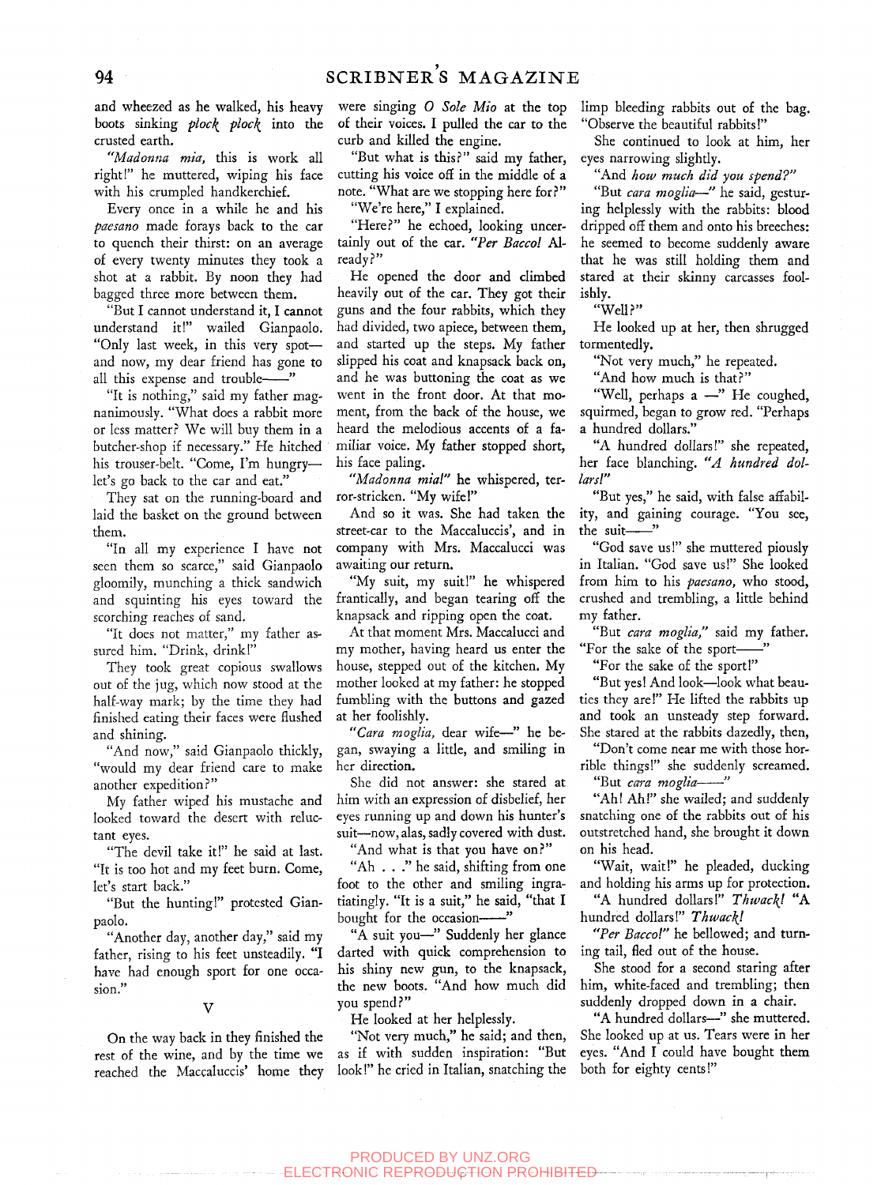and wheezed as he walked, his heavy boots sinking *plock plock* into the crusted earth.

*"Madonna mia,* this is work all right!" he muttered, wiping his face with his crumpled handkerchief.

Every once in a while he and his *paesano* made forays back to the car to quench their thirst: on an average of every twenty minutes they took a shot at a rabbit. By noon they had bagged three more between them.

"But I cannot understand it, I cannot understand it!" wailed Gianpaolo. "Only last week, in this very spot—and now, my dear friend has gone to all this expense and trouble——"

"It is nothing," said my father magnanimously. "What does a rabbit more or less matter? We will buy them in a butcher-shop if necessary." He hitched his trouser-belt. "Come, I'm hungry—let's go back to the car and eat."

They sat on the running-board and laid the basket on the ground between them.

"In all my experience I have not seen them so scarce," said Gianpaolo gloomily, munching a thick sandwich and squinting his eyes toward the scorching reaches of sand.

"It does not matter," my father assured him. "Drink, drink!"

They took great copious swallows out of the jug, which now stood at the half-way mark; by the time they had finished eating their faces were flushed and shining.

"And now," said Gianpaolo thickly, "would my dear friend care to make another expedition?"

My father wiped his mustache and looked toward the desert with reluctant eyes.

"The devil take it!" he said at last. "It is too hot and my feet burn. Come, let's start back."

"But the hunting!" protested Gianpaolo.

"Another day, another day," said my father, rising to his feet unsteadily. "I have had enough sport for one occasion."

## V

On the way back in they finished the rest of the wine, and by the time we reached the Maccaluccis' home they were singing *O Sole Mio* at the top of their voices. I pulled the car to the curb and killed the engine.

"But what is this?" said my father, cutting his voice off in the middle of a note. "What are we stopping here for?"

"We're here," I explained.

"Here?" he echoed, looking uncertainly out of the car. *"Per Bacco!* Already?"

He opened the door and climbed heavily out of the car. They got their guns and the four rabbits, which they had divided, two apiece, between them, and started up the steps. My father slipped his coat and knapsack back on, and he was buttoning the coat as we went in the front door. At that moment, from the back of the house, we heard the melodious accents of a familiar voice. My father stopped short, his face paling.

*"Madonna mia!"* he whispered, terror-stricken. "My wife!"

And so it was. She had taken the street-car to the Maccaluccis', and in company with Mrs. Maccalucci was awaiting our return.

"My suit, my suit!" he whispered frantically, and began tearing off the knapsack and ripping open the coat.

At that moment Mrs. Maccalucci and my mother, having heard us enter the house, stepped out of the kitchen. My mother looked at my father: he stopped fumbling with the buttons and gazed at her foolishly.

*"Cara moglia,* dear wife—" he began, swaying a little, and smiling in her direction.

She did not answer: she stared at him with an expression of disbelief, her eyes running up and down his hunter's suit—now, alas, sadly covered with dust.

"And what is that you have on?"

"Ah . . ." he said, shifting from one foot to the other and smiling ingratiatingly. "It is a suit," he said, "that I bought for the occasion——"

"A suit you—" Suddenly her glance darted with quick comprehension to his shiny new gun, to the knapsack, the new boots. "And how much did you spend?"

He looked at her helplessly.

"Not very much," he said; and then, as if with sudden inspiration: "But look!" he cried in Italian, snatching the limp bleeding rabbits out of the bag. "Observe the beautiful rabbits!"

She continued to look at him, her eyes narrowing slightly.

"And *how much did you spend?"*

"But *cara moglia—"* he said, gesturing helplessly with the rabbits: blood dripped off them and onto his breeches: he seemed to become suddenly aware that he was still holding them and stared at their skinny carcasses foolishly.

"Well?"

He looked up at her, then shrugged tormentedly.

"Not very much," he repeated.

"And how much is that?"

"Well, perhaps a —" He coughed, squirmed, began to grow red. "Perhaps a hundred dollars."

"A hundred dollars!" she repeated, her face blanching. *"A hundred dollars!"*

"But yes," he said, with false affability, and gaining courage. "You see, the suit——"

"God save us!" she muttered piously in Italian. "God save us!" She looked from him to his *paesano,* who stood, crushed and trembling, a little behind my father.

"But *cara moglia,"* said my father. "For the sake of the sport——"

"For the sake of the sport!"

"But yes! And look—look what beauties they are!" He lifted the rabbits up and took an unsteady step forward. She stared at the rabbits dazedly, then,

"Don't come near me with those horrible things!" she suddenly screamed.

"But *cara moglia——"*

"Ah! Ah!" she wailed; and suddenly snatching one of the rabbits out of his outstretched hand, she brought it down on his head.

"Wait, wait!" he pleaded, ducking and holding his arms up for protection.

"A hundred dollars!" *Thwack!* "A hundred dollars!" *Thwack!*

*"Per Bacco!"* he bellowed; and turning tail, fled out of the house.

She stood for a second staring after him, white-faced and trembling; then suddenly dropped down in a chair.

"A hundred dollars—" she muttered. She looked up at us. Tears were in her eyes. "And I could have bought them both for eighty cents!"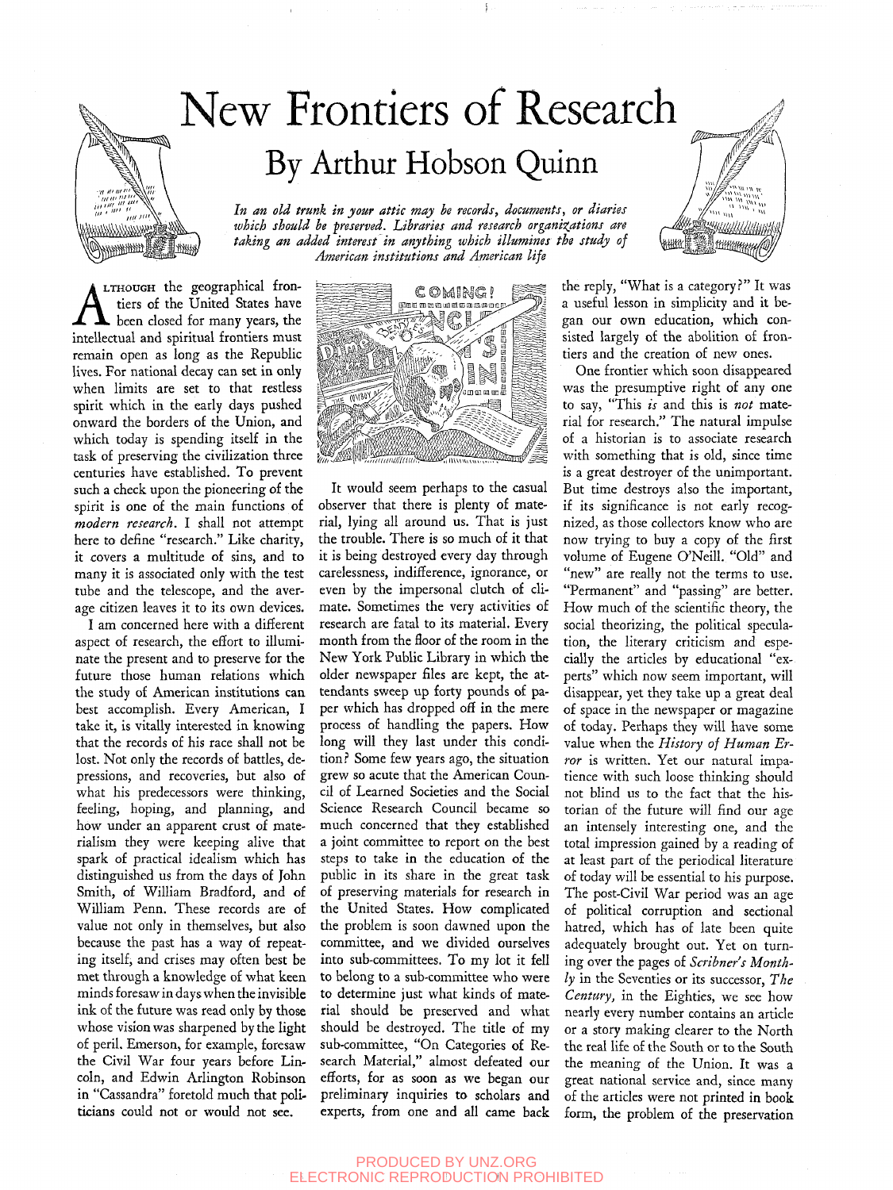# New Frontiers of Research

## By Arthur Hobson Quinn

*In an old trunk in your attic may be records, documents, or diaries which should be preserved. Libraries and research organizations are taking an added interest in anything which illumines the study of American institutions and American life*

Although the geographical frontiers of the United States have been closed for many years, the intellectual and spiritual frontiers must remain open as long as the Republic lives. For national decay can set in only when limits are set to that restless spirit which in the early days pushed onward the borders of the Union, and which today is spending itself in the task of preserving the civilization three centuries have established. To prevent such a check upon the pioneering of the spirit is one of the main functions of *modern research*. I shall not attempt here to define "research." Like charity, it covers a multitude of sins, and to many it is associated only with the test tube and the telescope, and the average citizen leaves it to its own devices.

I am concerned here with a different aspect of research, the effort to illuminate the present and to preserve for the future those human relations which the study of American institutions can best accomplish. Every American, I take it, is vitally interested in knowing that the records of his race shall not be lost. Not only the records of battles, depressions, and recoveries, but also of what his predecessors were thinking, feeling, hoping, and planning, and how under an apparent crust of materialism they were keeping alive that spark of practical idealism which has distinguished us from the days of John Smith, of William Bradford, and of William Penn. These records are of value not only in themselves, but also because the past has a way of repeating itself, and crises may often best be met through a knowledge of what keen minds foresaw in days when the invisible ink of the future was read only by those whose vision was sharpened by the light of peril. Emerson, for example, foresaw the Civil War four years before Lincoln, and Edwin Arlington Robinson in "Cassandra" foretold much that politicians could not or would not see.

It would seem perhaps to the casual observer that there is plenty of material, lying all around us. That is just the trouble. There is so much of it that it is being destroyed every day through carelessness, indifference, ignorance, or even by the impersonal clutch of climate. Sometimes the very activities of research are fatal to its material. Every month from the floor of the room in the New York Public Library in which the older newspaper files are kept, the attendants sweep up forty pounds of paper which has dropped off in the mere process of handling the papers. How long will they last under this condition? Some few years ago, the situation grew so acute that the American Council of Learned Societies and the Social Science Research Council became so much concerned that they established a joint committee to report on the best steps to take in the education of the public in its share in the great task of preserving materials for research in the United States. How complicated the problem is soon dawned upon the committee, and we divided ourselves into sub-committees. To my lot it fell to belong to a sub-committee who were to determine just what kinds of material should be preserved and what should be destroyed. The title of my sub-committee, "On Categories of Research Material," almost defeated our efforts, for as soon as we began our preliminary inquiries to scholars and experts, from one and all came back the reply, "What is a category?" It was a useful lesson in simplicity and it began our own education, which consisted largely of the abolition of frontiers and the creation of new ones.

One frontier which soon disappeared was the presumptive right of any one to say, "This *is* and this is *not* material for research." The natural impulse of a historian is to associate research with something that is old, since time is a great destroyer of the unimportant. But time destroys also the important, if its significance is not early recognized, as those collectors know who are now trying to buy a copy of the first volume of Eugene O'Neill. "Old" and "new" are really not the terms to use. "Permanent" and "passing" are better. How much of the scientific theory, the social theorizing, the political speculation, the literary criticism and especially the articles by educational "experts" which now seem important, will disappear, yet they take up a great deal of space in the newspaper or magazine of today. Perhaps they will have some value when the *History of Human Error* is written. Yet our natural impatience with such loose thinking should not blind us to the fact that the historian of the future will find our age an intensely interesting one, and the total impression gained by a reading of at least part of the periodical literature of today will be essential to his purpose. The post-Civil War period was an age of political corruption and sectional hatred, which has of late been quite adequately brought out. Yet on turning over the pages of *Scribner's Monthly* in the Seventies or its successor, *The Century*, in the Eighties, we see how nearly every number contains an article or a story making clearer to the North the real life of the South or to the South the meaning of the Union. It was a great national service and, since many of the articles were not printed in book form, the problem of the preservation